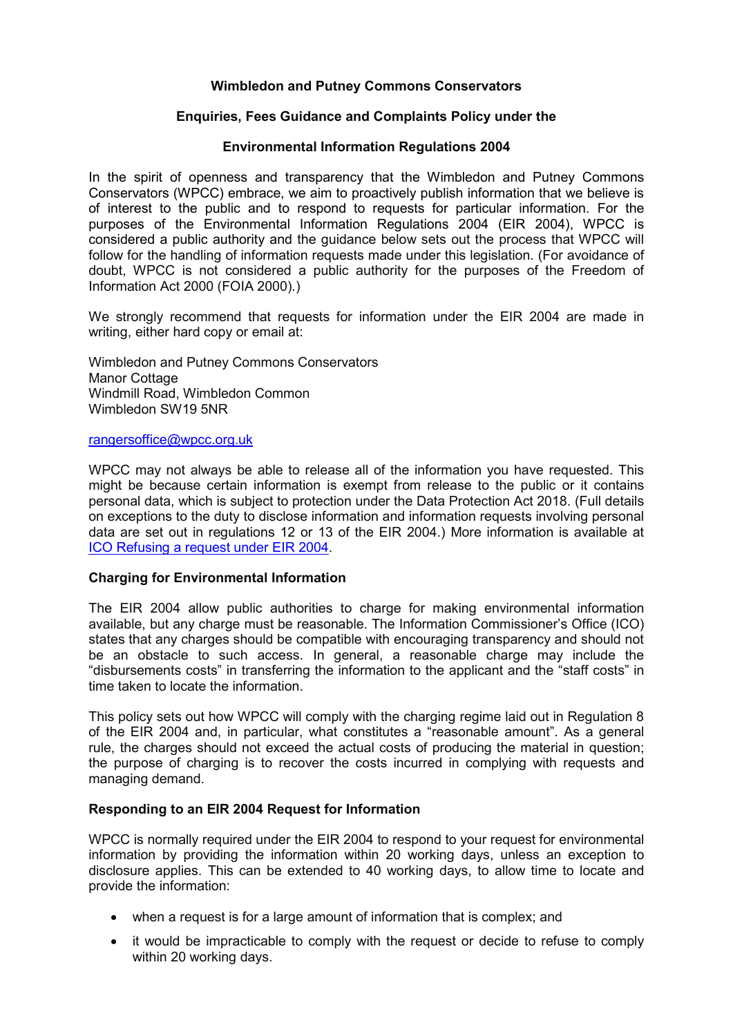**Wimbledon and Putney Commons Conservators**

**Enquiries, Fees Guidance and Complaints Policy under the**

**Environmental Information Regulations 2004**

In the spirit of openness and transparency that the Wimbledon and Putney Commons Conservators (WPCC) embrace, we aim to proactively publish information that we believe is of interest to the public and to respond to requests for particular information. For the purposes of the Environmental Information Regulations 2004 (EIR 2004), WPCC is considered a public authority and the guidance below sets out the process that WPCC will follow for the handling of information requests made under this legislation. (For avoidance of doubt, WPCC is not considered a public authority for the purposes of the Freedom of Information Act 2000 (FOIA 2000).)

We strongly recommend that requests for information under the EIR 2004 are made in writing, either hard copy or email at:

Wimbledon and Putney Commons Conservators
Manor Cottage
Windmill Road, Wimbledon Common
Wimbledon SW19 5NR

[rangersoffice@wpcc.org.uk](mailto:rangersoffice@wpcc.org.uk)

WPCC may not always be able to release all of the information you have requested. This might be because certain information is exempt from release to the public or it contains personal data, which is subject to protection under the Data Protection Act 2018. (Full details on exceptions to the duty to disclose information and information requests involving personal data are set out in regulations 12 or 13 of the EIR 2004.) More information is available at [ICO Refusing a request under EIR 2004]().

**Charging for Environmental Information**

The EIR 2004 allow public authorities to charge for making environmental information available, but any charge must be reasonable. The Information Commissioner's Office (ICO) states that any charges should be compatible with encouraging transparency and should not be an obstacle to such access. In general, a reasonable charge may include the "disbursements costs" in transferring the information to the applicant and the "staff costs" in time taken to locate the information.

This policy sets out how WPCC will comply with the charging regime laid out in Regulation 8 of the EIR 2004 and, in particular, what constitutes a "reasonable amount". As a general rule, the charges should not exceed the actual costs of producing the material in question; the purpose of charging is to recover the costs incurred in complying with requests and managing demand.

**Responding to an EIR 2004 Request for Information**

WPCC is normally required under the EIR 2004 to respond to your request for environmental information by providing the information within 20 working days, unless an exception to disclosure applies. This can be extended to 40 working days, to allow time to locate and provide the information:

- when a request is for a large amount of information that is complex; and
- it would be impracticable to comply with the request or decide to refuse to comply within 20 working days.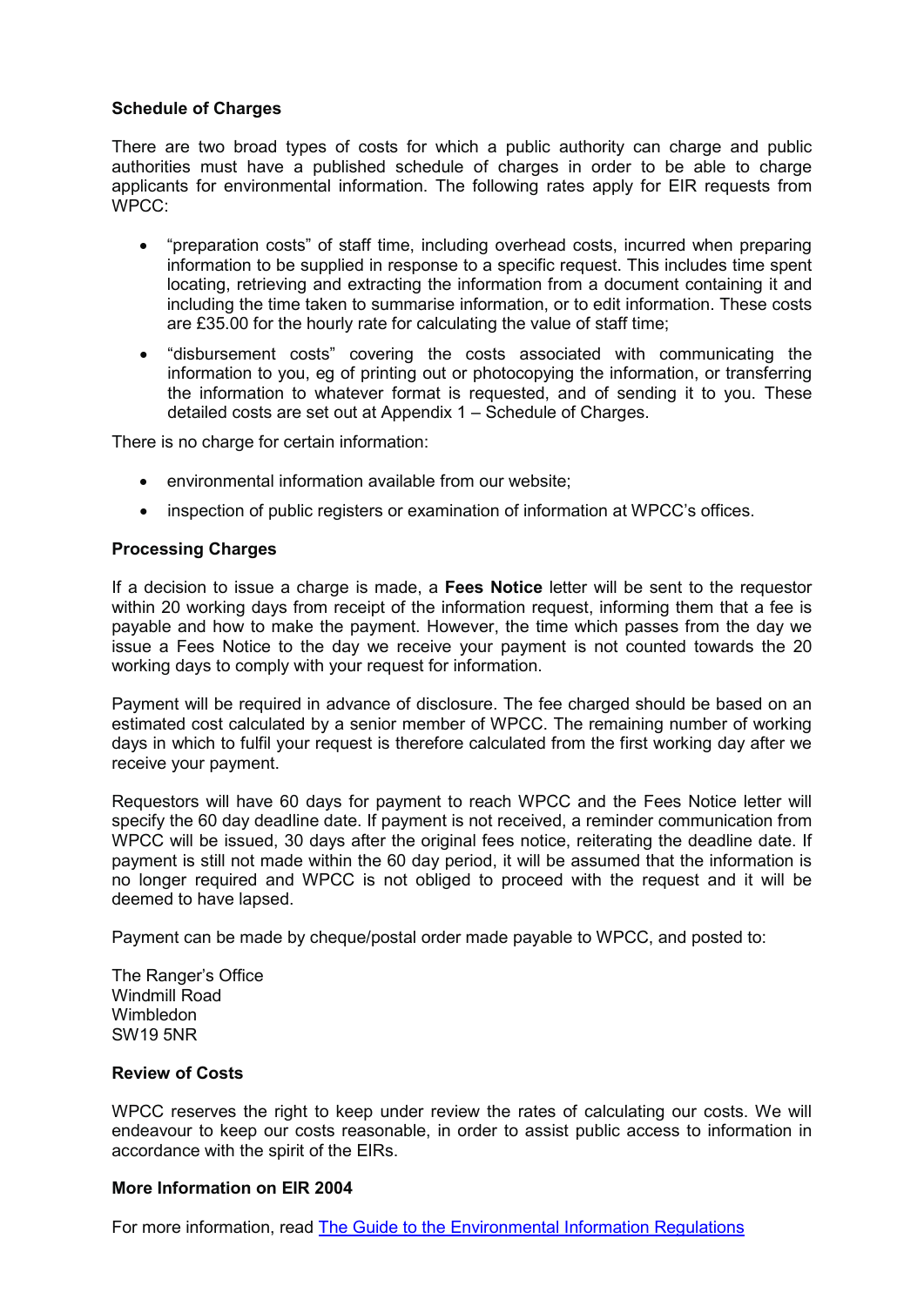**Schedule of Charges**

There are two broad types of costs for which a public authority can charge and public authorities must have a published schedule of charges in order to be able to charge applicants for environmental information. The following rates apply for EIR requests from WPCC:

- “preparation costs” of staff time, including overhead costs, incurred when preparing information to be supplied in response to a specific request. This includes time spent locating, retrieving and extracting the information from a document containing it and including the time taken to summarise information, or to edit information. These costs are £35.00 for the hourly rate for calculating the value of staff time;
- “disbursement costs” covering the costs associated with communicating the information to you, eg of printing out or photocopying the information, or transferring the information to whatever format is requested, and of sending it to you. These detailed costs are set out at Appendix 1 – Schedule of Charges.

There is no charge for certain information:

- environmental information available from our website;
- inspection of public registers or examination of information at WPCC’s offices.

**Processing Charges**

If a decision to issue a charge is made, a **Fees Notice** letter will be sent to the requestor within 20 working days from receipt of the information request, informing them that a fee is payable and how to make the payment. However, the time which passes from the day we issue a Fees Notice to the day we receive your payment is not counted towards the 20 working days to comply with your request for information.

Payment will be required in advance of disclosure. The fee charged should be based on an estimated cost calculated by a senior member of WPCC. The remaining number of working days in which to fulfil your request is therefore calculated from the first working day after we receive your payment.

Requestors will have 60 days for payment to reach WPCC and the Fees Notice letter will specify the 60 day deadline date. If payment is not received, a reminder communication from WPCC will be issued, 30 days after the original fees notice, reiterating the deadline date. If payment is still not made within the 60 day period, it will be assumed that the information is no longer required and WPCC is not obliged to proceed with the request and it will be deemed to have lapsed.

Payment can be made by cheque/postal order made payable to WPCC, and posted to:

The Ranger’s Office
Windmill Road
Wimbledon
SW19 5NR

**Review of Costs**

WPCC reserves the right to keep under review the rates of calculating our costs. We will endeavour to keep our costs reasonable, in order to assist public access to information in accordance with the spirit of the EIRs.

**More Information on EIR 2004**

For more information, read [The Guide to the Environmental Information Regulations]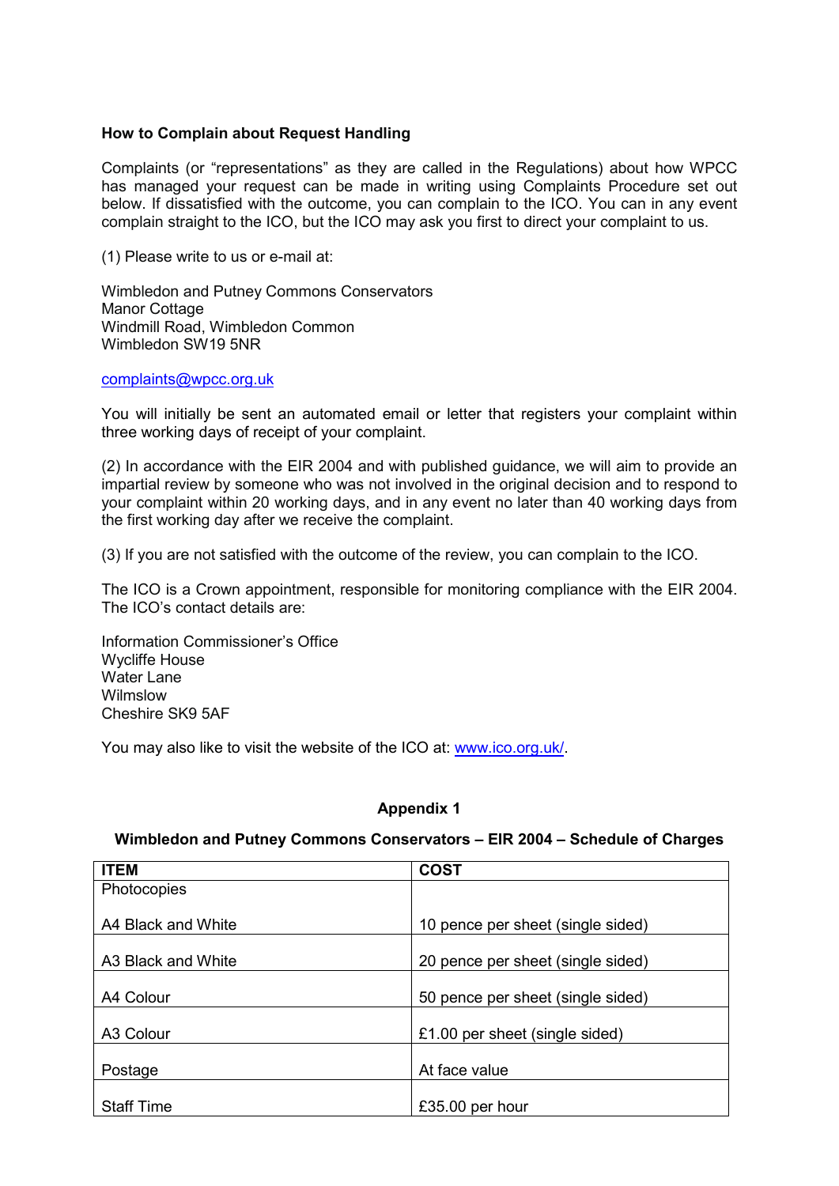**How to Complain about Request Handling**

Complaints (or "representations" as they are called in the Regulations) about how WPCC has managed your request can be made in writing using Complaints Procedure set out below. If dissatisfied with the outcome, you can complain to the ICO. You can in any event complain straight to the ICO, but the ICO may ask you first to direct your complaint to us.

(1) Please write to us or e-mail at:

Wimbledon and Putney Commons Conservators
Manor Cottage
Windmill Road, Wimbledon Common
Wimbledon SW19 5NR

complaints@wpcc.org.uk

You will initially be sent an automated email or letter that registers your complaint within three working days of receipt of your complaint.

(2) In accordance with the EIR 2004 and with published guidance, we will aim to provide an impartial review by someone who was not involved in the original decision and to respond to your complaint within 20 working days, and in any event no later than 40 working days from the first working day after we receive the complaint.

(3) If you are not satisfied with the outcome of the review, you can complain to the ICO.

The ICO is a Crown appointment, responsible for monitoring compliance with the EIR 2004. The ICO's contact details are:

Information Commissioner's Office
Wycliffe House
Water Lane
Wilmslow
Cheshire SK9 5AF

You may also like to visit the website of the ICO at: www.ico.org.uk/.

**Appendix 1**

**Wimbledon and Putney Commons Conservators – EIR 2004 – Schedule of Charges**

| ITEM | COST |
|---|---|
| Photocopies<br><br>A4 Black and White | 10 pence per sheet (single sided) |
| A3 Black and White | 20 pence per sheet (single sided) |
| A4 Colour | 50 pence per sheet (single sided) |
| A3 Colour | £1.00 per sheet (single sided) |
| Postage | At face value |
| Staff Time | £35.00 per hour |